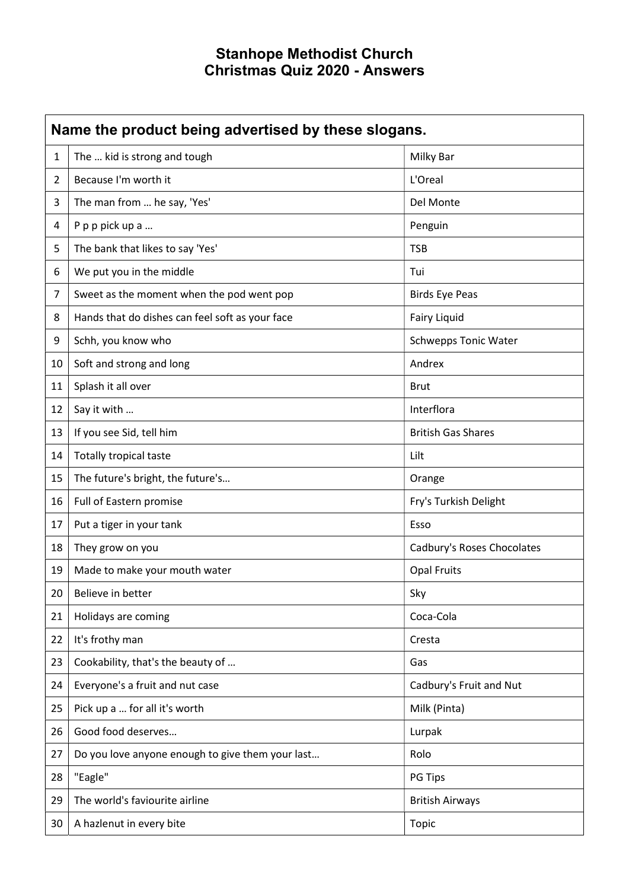# Stanhope Methodist Church
# Christmas Quiz 2020 - Answers

| Name the product being advertised by these slogans. | | |
|---|---|---|
| 1 | The … kid is strong and tough | Milky Bar |
| 2 | Because I'm worth it | L'Oreal |
| 3 | The man from … he say, 'Yes' | Del Monte |
| 4 | P p p pick up a … | Penguin |
| 5 | The bank that likes to say 'Yes' | TSB |
| 6 | We put you in the middle | Tui |
| 7 | Sweet as the moment when the pod went pop | Birds Eye Peas |
| 8 | Hands that do dishes can feel soft as your face | Fairy Liquid |
| 9 | Schh, you know who | Schwepps Tonic Water |
| 10 | Soft and strong and long | Andrex |
| 11 | Splash it all over | Brut |
| 12 | Say it with … | Interflora |
| 13 | If you see Sid, tell him | British Gas Shares |
| 14 | Totally tropical taste | Lilt |
| 15 | The future's bright, the future's… | Orange |
| 16 | Full of Eastern promise | Fry's Turkish Delight |
| 17 | Put a tiger in your tank | Esso |
| 18 | They grow on you | Cadbury's Roses Chocolates |
| 19 | Made to make your mouth water | Opal Fruits |
| 20 | Believe in better | Sky |
| 21 | Holidays are coming | Coca-Cola |
| 22 | It's frothy man | Cresta |
| 23 | Cookability, that's the beauty of … | Gas |
| 24 | Everyone's a fruit and nut case | Cadbury's Fruit and Nut |
| 25 | Pick up a … for all it's worth | Milk (Pinta) |
| 26 | Good food deserves… | Lurpak |
| 27 | Do you love anyone enough to give them your last… | Rolo |
| 28 | "Eagle" | PG Tips |
| 29 | The world's faviourite airline | British Airways |
| 30 | A hazlenut in every bite | Topic |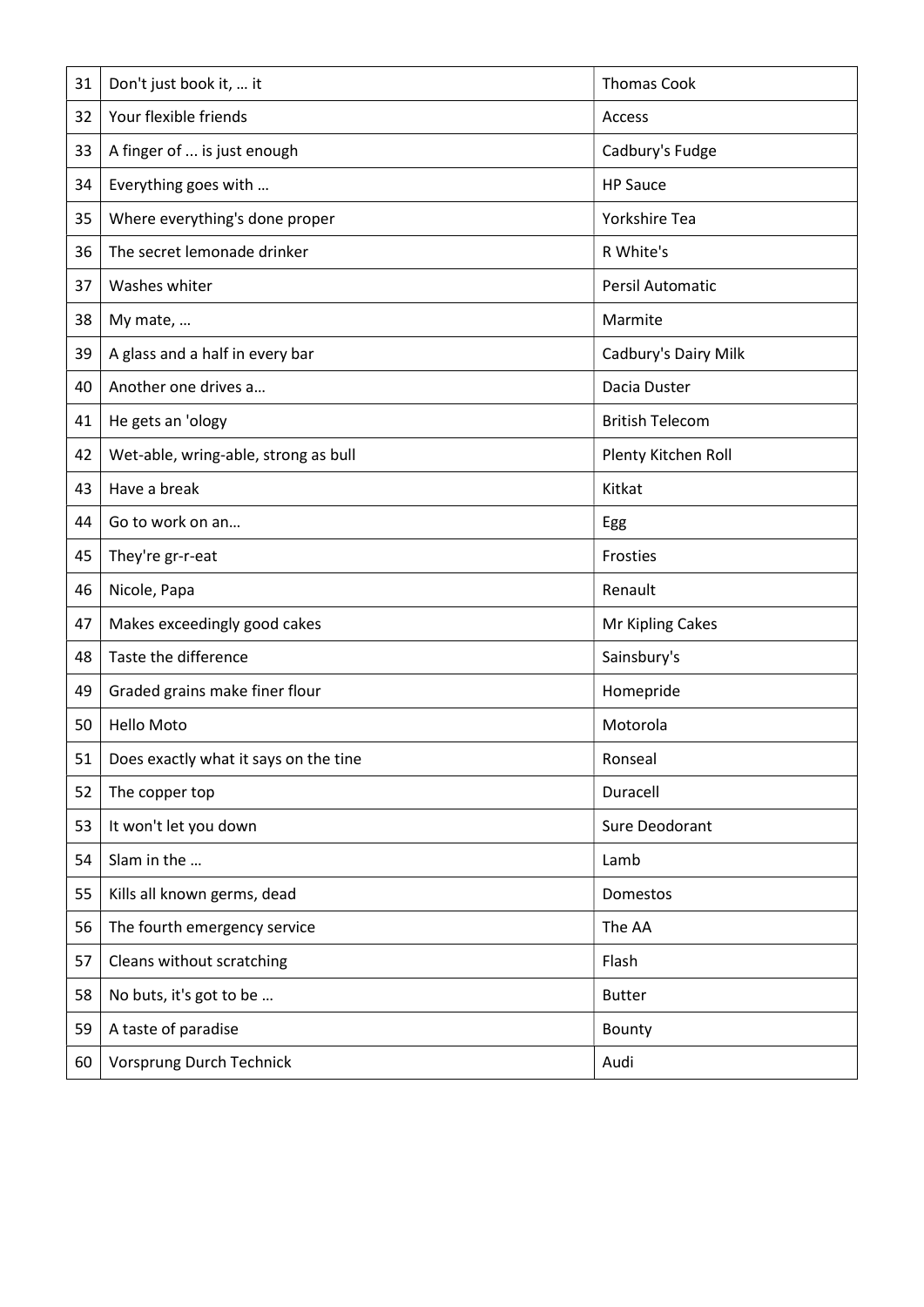| | | |
|---|---|---|
| 31 | Don't just book it, … it | Thomas Cook |
| 32 | Your flexible friends | Access |
| 33 | A finger of ... is just enough | Cadbury's Fudge |
| 34 | Everything goes with … | HP Sauce |
| 35 | Where everything's done proper | Yorkshire Tea |
| 36 | The secret lemonade drinker | R White's |
| 37 | Washes whiter | Persil Automatic |
| 38 | My mate, … | Marmite |
| 39 | A glass and a half in every bar | Cadbury's Dairy Milk |
| 40 | Another one drives a… | Dacia Duster |
| 41 | He gets an 'ology | British Telecom |
| 42 | Wet-able, wring-able, strong as bull | Plenty Kitchen Roll |
| 43 | Have a break | Kitkat |
| 44 | Go to work on an… | Egg |
| 45 | They're gr-r-eat | Frosties |
| 46 | Nicole, Papa | Renault |
| 47 | Makes exceedingly good cakes | Mr Kipling Cakes |
| 48 | Taste the difference | Sainsbury's |
| 49 | Graded grains make finer flour | Homepride |
| 50 | Hello Moto | Motorola |
| 51 | Does exactly what it says on the tine | Ronseal |
| 52 | The copper top | Duracell |
| 53 | It won't let you down | Sure Deodorant |
| 54 | Slam in the … | Lamb |
| 55 | Kills all known germs, dead | Domestos |
| 56 | The fourth emergency service | The AA |
| 57 | Cleans without scratching | Flash |
| 58 | No buts, it's got to be … | Butter |
| 59 | A taste of paradise | Bounty |
| 60 | Vorsprung Durch Technick | Audi |